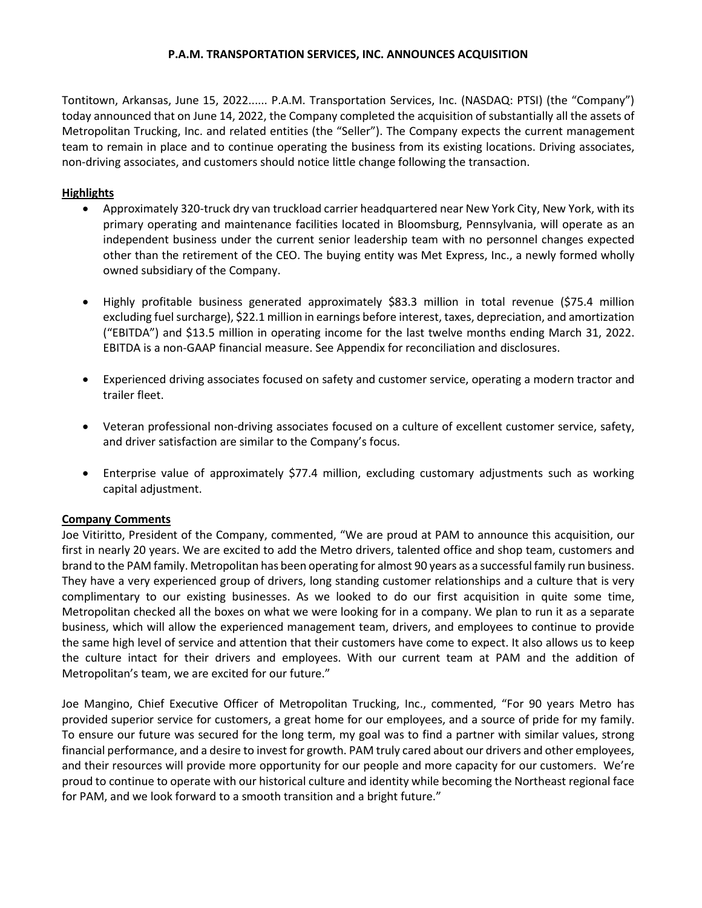# P.A.M. TRANSPORTATION SERVICES, INC. ANNOUNCES ACQUISITION

Tontitown, Arkansas, June 15, 2022...... P.A.M. Transportation Services, Inc. (NASDAQ: PTSI) (the "Company") today announced that on June 14, 2022, the Company completed the acquisition of substantially all the assets of Metropolitan Trucking, Inc. and related entities (the "Seller"). The Company expects the current management team to remain in place and to continue operating the business from its existing locations. Driving associates, non-driving associates, and customers should notice little change following the transaction.

## Highlights

- Approximately 320-truck dry van truckload carrier headquartered near New York City, New York, with its primary operating and maintenance facilities located in Bloomsburg, Pennsylvania, will operate as an independent business under the current senior leadership team with no personnel changes expected other than the retirement of the CEO. The buying entity was Met Express, Inc., a newly formed wholly owned subsidiary of the Company.

- Highly profitable business generated approximately $83.3 million in total revenue ($75.4 million excluding fuel surcharge), $22.1 million in earnings before interest, taxes, depreciation, and amortization ("EBITDA") and $13.5 million in operating income for the last twelve months ending March 31, 2022. EBITDA is a non-GAAP financial measure. See Appendix for reconciliation and disclosures.

- Experienced driving associates focused on safety and customer service, operating a modern tractor and trailer fleet.

- Veteran professional non-driving associates focused on a culture of excellent customer service, safety, and driver satisfaction are similar to the Company's focus.

- Enterprise value of approximately $77.4 million, excluding customary adjustments such as working capital adjustment.

## Company Comments

Joe Vitiritto, President of the Company, commented, "We are proud at PAM to announce this acquisition, our first in nearly 20 years. We are excited to add the Metro drivers, talented office and shop team, customers and brand to the PAM family. Metropolitan has been operating for almost 90 years as a successful family run business. They have a very experienced group of drivers, long standing customer relationships and a culture that is very complimentary to our existing businesses. As we looked to do our first acquisition in quite some time, Metropolitan checked all the boxes on what we were looking for in a company. We plan to run it as a separate business, which will allow the experienced management team, drivers, and employees to continue to provide the same high level of service and attention that their customers have come to expect. It also allows us to keep the culture intact for their drivers and employees. With our current team at PAM and the addition of Metropolitan's team, we are excited for our future."

Joe Mangino, Chief Executive Officer of Metropolitan Trucking, Inc., commented, "For 90 years Metro has provided superior service for customers, a great home for our employees, and a source of pride for my family. To ensure our future was secured for the long term, my goal was to find a partner with similar values, strong financial performance, and a desire to invest for growth. PAM truly cared about our drivers and other employees, and their resources will provide more opportunity for our people and more capacity for our customers. We're proud to continue to operate with our historical culture and identity while becoming the Northeast regional face for PAM, and we look forward to a smooth transition and a bright future."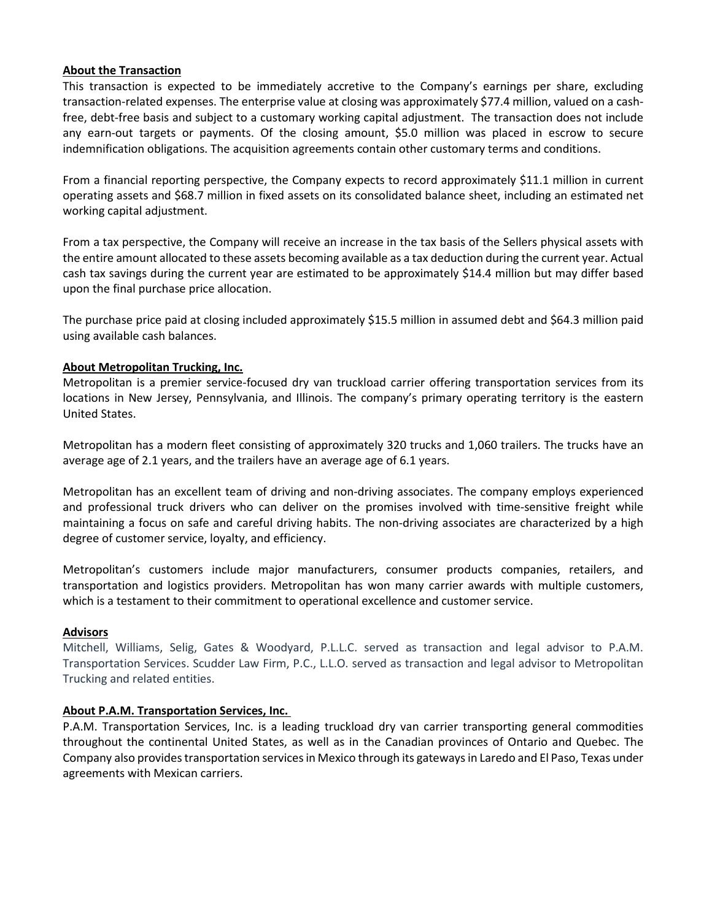**About the Transaction**

This transaction is expected to be immediately accretive to the Company's earnings per share, excluding transaction-related expenses. The enterprise value at closing was approximately $77.4 million, valued on a cash-free, debt-free basis and subject to a customary working capital adjustment. The transaction does not include any earn-out targets or payments. Of the closing amount, $5.0 million was placed in escrow to secure indemnification obligations. The acquisition agreements contain other customary terms and conditions.

From a financial reporting perspective, the Company expects to record approximately $11.1 million in current operating assets and $68.7 million in fixed assets on its consolidated balance sheet, including an estimated net working capital adjustment.

From a tax perspective, the Company will receive an increase in the tax basis of the Sellers physical assets with the entire amount allocated to these assets becoming available as a tax deduction during the current year. Actual cash tax savings during the current year are estimated to be approximately $14.4 million but may differ based upon the final purchase price allocation.

The purchase price paid at closing included approximately $15.5 million in assumed debt and $64.3 million paid using available cash balances.

**About Metropolitan Trucking, Inc.**

Metropolitan is a premier service-focused dry van truckload carrier offering transportation services from its locations in New Jersey, Pennsylvania, and Illinois. The company's primary operating territory is the eastern United States.

Metropolitan has a modern fleet consisting of approximately 320 trucks and 1,060 trailers. The trucks have an average age of 2.1 years, and the trailers have an average age of 6.1 years.

Metropolitan has an excellent team of driving and non-driving associates. The company employs experienced and professional truck drivers who can deliver on the promises involved with time-sensitive freight while maintaining a focus on safe and careful driving habits. The non-driving associates are characterized by a high degree of customer service, loyalty, and efficiency.

Metropolitan's customers include major manufacturers, consumer products companies, retailers, and transportation and logistics providers. Metropolitan has won many carrier awards with multiple customers, which is a testament to their commitment to operational excellence and customer service.

**Advisors**

Mitchell, Williams, Selig, Gates & Woodyard, P.L.L.C. served as transaction and legal advisor to P.A.M. Transportation Services. Scudder Law Firm, P.C., L.L.O. served as transaction and legal advisor to Metropolitan Trucking and related entities.

**About P.A.M. Transportation Services, Inc.**

P.A.M. Transportation Services, Inc. is a leading truckload dry van carrier transporting general commodities throughout the continental United States, as well as in the Canadian provinces of Ontario and Quebec. The Company also provides transportation services in Mexico through its gateways in Laredo and El Paso, Texas under agreements with Mexican carriers.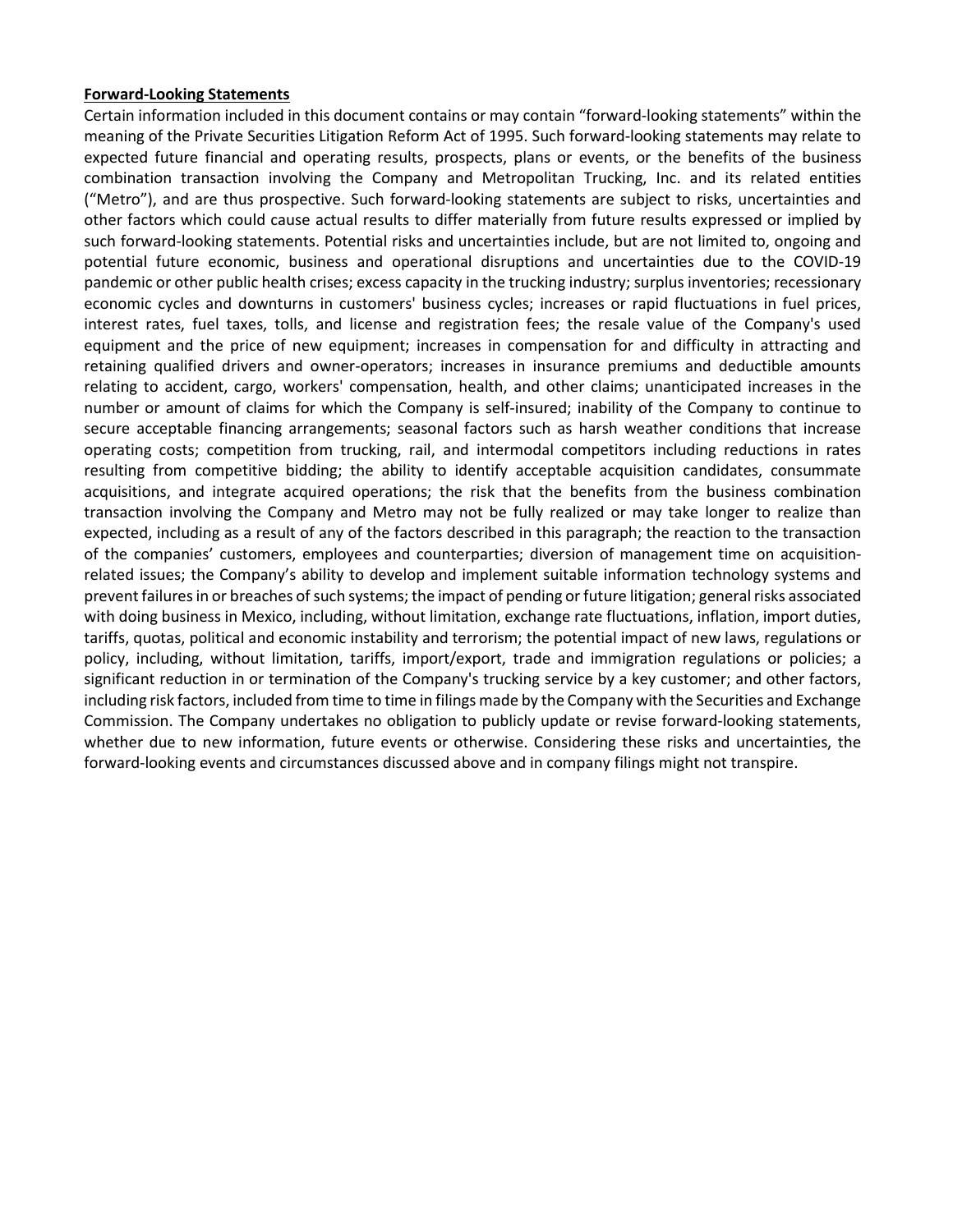**Forward-Looking Statements**

Certain information included in this document contains or may contain "forward-looking statements" within the meaning of the Private Securities Litigation Reform Act of 1995. Such forward-looking statements may relate to expected future financial and operating results, prospects, plans or events, or the benefits of the business combination transaction involving the Company and Metropolitan Trucking, Inc. and its related entities ("Metro"), and are thus prospective. Such forward-looking statements are subject to risks, uncertainties and other factors which could cause actual results to differ materially from future results expressed or implied by such forward-looking statements. Potential risks and uncertainties include, but are not limited to, ongoing and potential future economic, business and operational disruptions and uncertainties due to the COVID-19 pandemic or other public health crises; excess capacity in the trucking industry; surplus inventories; recessionary economic cycles and downturns in customers' business cycles; increases or rapid fluctuations in fuel prices, interest rates, fuel taxes, tolls, and license and registration fees; the resale value of the Company's used equipment and the price of new equipment; increases in compensation for and difficulty in attracting and retaining qualified drivers and owner-operators; increases in insurance premiums and deductible amounts relating to accident, cargo, workers' compensation, health, and other claims; unanticipated increases in the number or amount of claims for which the Company is self-insured; inability of the Company to continue to secure acceptable financing arrangements; seasonal factors such as harsh weather conditions that increase operating costs; competition from trucking, rail, and intermodal competitors including reductions in rates resulting from competitive bidding; the ability to identify acceptable acquisition candidates, consummate acquisitions, and integrate acquired operations; the risk that the benefits from the business combination transaction involving the Company and Metro may not be fully realized or may take longer to realize than expected, including as a result of any of the factors described in this paragraph; the reaction to the transaction of the companies' customers, employees and counterparties; diversion of management time on acquisition-related issues; the Company's ability to develop and implement suitable information technology systems and prevent failures in or breaches of such systems; the impact of pending or future litigation; general risks associated with doing business in Mexico, including, without limitation, exchange rate fluctuations, inflation, import duties, tariffs, quotas, political and economic instability and terrorism; the potential impact of new laws, regulations or policy, including, without limitation, tariffs, import/export, trade and immigration regulations or policies; a significant reduction in or termination of the Company's trucking service by a key customer; and other factors, including risk factors, included from time to time in filings made by the Company with the Securities and Exchange Commission. The Company undertakes no obligation to publicly update or revise forward-looking statements, whether due to new information, future events or otherwise. Considering these risks and uncertainties, the forward-looking events and circumstances discussed above and in company filings might not transpire.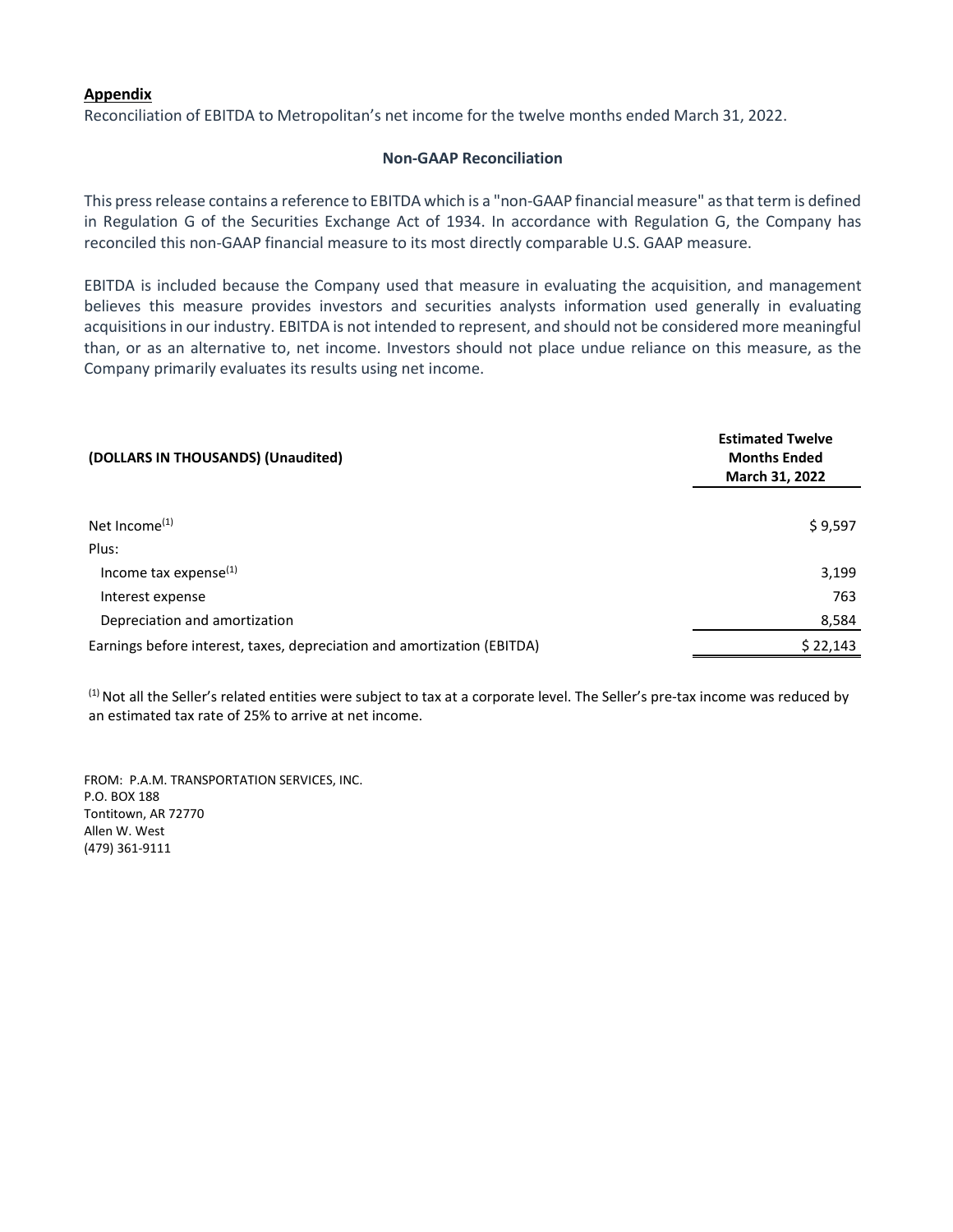**Appendix**

Reconciliation of EBITDA to Metropolitan's net income for the twelve months ended March 31, 2022.

**Non-GAAP Reconciliation**

This press release contains a reference to EBITDA which is a "non-GAAP financial measure" as that term is defined in Regulation G of the Securities Exchange Act of 1934. In accordance with Regulation G, the Company has reconciled this non-GAAP financial measure to its most directly comparable U.S. GAAP measure.

EBITDA is included because the Company used that measure in evaluating the acquisition, and management believes this measure provides investors and securities analysts information used generally in evaluating acquisitions in our industry. EBITDA is not intended to represent, and should not be considered more meaningful than, or as an alternative to, net income. Investors should not place undue reliance on this measure, as the Company primarily evaluates its results using net income.

| (DOLLARS IN THOUSANDS) (Unaudited) | Estimated Twelve Months Ended March 31, 2022 |
| --- | --- |
| Net Income[(1)] | $ 9,597 |
| Plus: | |
| Income tax expense[(1)] | 3,199 |
| Interest expense | 763 |
| Depreciation and amortization | 8,584 |
| Earnings before interest, taxes, depreciation and amortization (EBITDA) | $ 22,143 |

[(1)] Not all the Seller's related entities were subject to tax at a corporate level. The Seller's pre-tax income was reduced by an estimated tax rate of 25% to arrive at net income.

FROM: P.A.M. TRANSPORTATION SERVICES, INC.
P.O. BOX 188
Tontitown, AR 72770
Allen W. West
(479) 361-9111